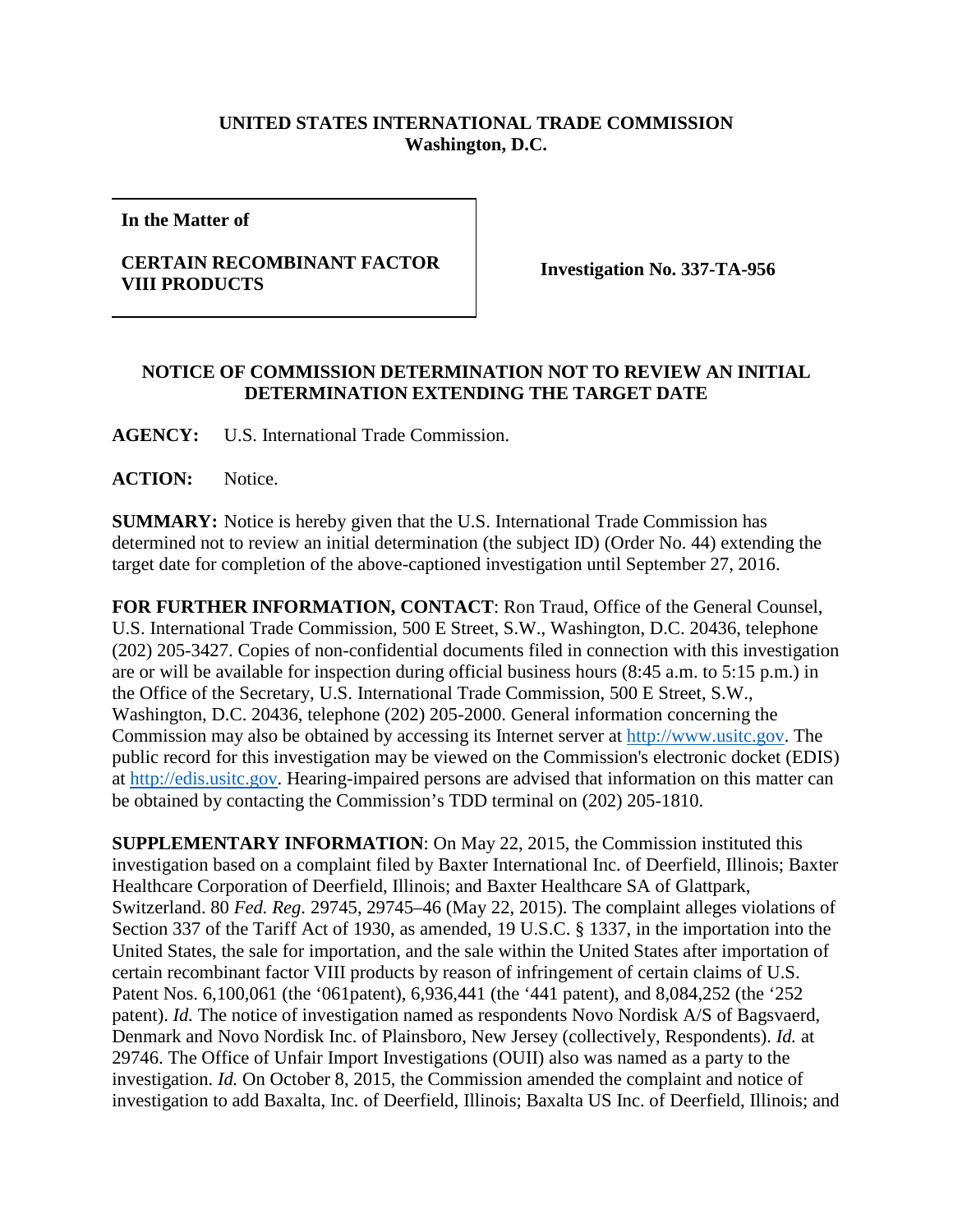**UNITED STATES INTERNATIONAL TRADE COMMISSION**
**Washington, D.C.**

| In the Matter of<br><br>**CERTAIN RECOMBINANT FACTOR VIII PRODUCTS** | **Investigation No. 337-TA-956** |
|---|---|

**NOTICE OF COMMISSION DETERMINATION NOT TO REVIEW AN INITIAL DETERMINATION EXTENDING THE TARGET DATE**

**AGENCY:** U.S. International Trade Commission.

**ACTION:** Notice.

**SUMMARY:** Notice is hereby given that the U.S. International Trade Commission has determined not to review an initial determination (the subject ID) (Order No. 44) extending the target date for completion of the above-captioned investigation until September 27, 2016.

**FOR FURTHER INFORMATION, CONTACT**: Ron Traud, Office of the General Counsel, U.S. International Trade Commission, 500 E Street, S.W., Washington, D.C. 20436, telephone (202) 205-3427. Copies of non-confidential documents filed in connection with this investigation are or will be available for inspection during official business hours (8:45 a.m. to 5:15 p.m.) in the Office of the Secretary, U.S. International Trade Commission, 500 E Street, S.W., Washington, D.C. 20436, telephone (202) 205-2000. General information concerning the Commission may also be obtained by accessing its Internet server at http://www.usitc.gov. The public record for this investigation may be viewed on the Commission's electronic docket (EDIS) at http://edis.usitc.gov. Hearing-impaired persons are advised that information on this matter can be obtained by contacting the Commission's TDD terminal on (202) 205-1810.

**SUPPLEMENTARY INFORMATION**: On May 22, 2015, the Commission instituted this investigation based on a complaint filed by Baxter International Inc. of Deerfield, Illinois; Baxter Healthcare Corporation of Deerfield, Illinois; and Baxter Healthcare SA of Glattpark, Switzerland. 80 *Fed. Reg.* 29745, 29745–46 (May 22, 2015). The complaint alleges violations of Section 337 of the Tariff Act of 1930, as amended, 19 U.S.C. § 1337, in the importation into the United States, the sale for importation, and the sale within the United States after importation of certain recombinant factor VIII products by reason of infringement of certain claims of U.S. Patent Nos. 6,100,061 (the '061patent), 6,936,441 (the '441 patent), and 8,084,252 (the '252 patent). *Id.* The notice of investigation named as respondents Novo Nordisk A/S of Bagsvaerd, Denmark and Novo Nordisk Inc. of Plainsboro, New Jersey (collectively, Respondents). *Id.* at 29746. The Office of Unfair Import Investigations (OUII) also was named as a party to the investigation. *Id.* On October 8, 2015, the Commission amended the complaint and notice of investigation to add Baxalta, Inc. of Deerfield, Illinois; Baxalta US Inc. of Deerfield, Illinois; and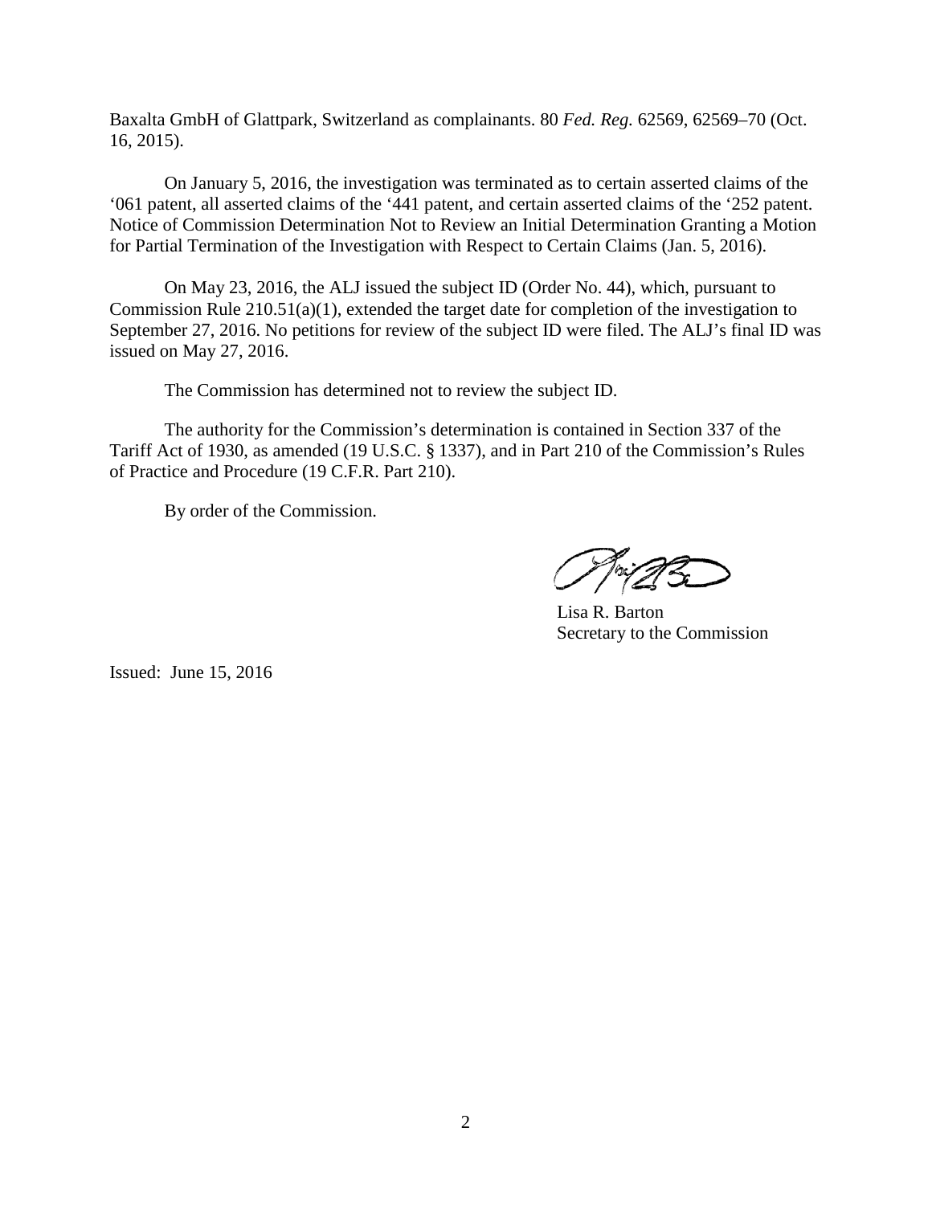Baxalta GmbH of Glattpark, Switzerland as complainants. 80 *Fed. Reg.* 62569, 62569–70 (Oct. 16, 2015).

On January 5, 2016, the investigation was terminated as to certain asserted claims of the '061 patent, all asserted claims of the '441 patent, and certain asserted claims of the '252 patent. Notice of Commission Determination Not to Review an Initial Determination Granting a Motion for Partial Termination of the Investigation with Respect to Certain Claims (Jan. 5, 2016).

On May 23, 2016, the ALJ issued the subject ID (Order No. 44), which, pursuant to Commission Rule 210.51(a)(1), extended the target date for completion of the investigation to September 27, 2016. No petitions for review of the subject ID were filed. The ALJ's final ID was issued on May 27, 2016.

The Commission has determined not to review the subject ID.

The authority for the Commission's determination is contained in Section 337 of the Tariff Act of 1930, as amended (19 U.S.C. § 1337), and in Part 210 of the Commission's Rules of Practice and Procedure (19 C.F.R. Part 210).

By order of the Commission.

Lisa R. Barton
Secretary to the Commission

Issued: June 15, 2016